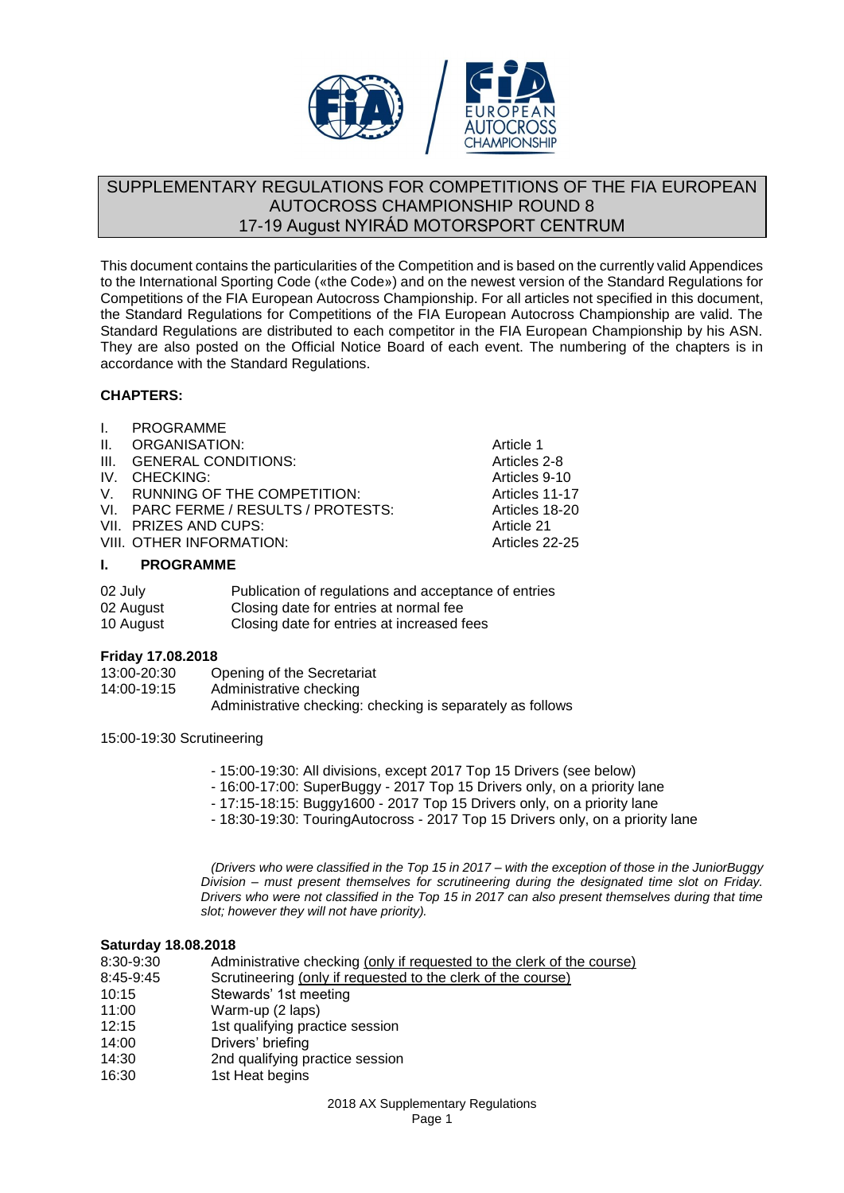# SUPPLEMENTARY REGULATIONS FOR COMPETITIONS OF THE FIA EUROPEAN AUTOCROSS CHAMPIONSHIP ROUND 8
## 17-19 August NYIRÁD MOTORSPORT CENTRUM

This document contains the particularities of the Competition and is based on the currently valid Appendices to the International Sporting Code («the Code») and on the newest version of the Standard Regulations for Competitions of the FIA European Autocross Championship. For all articles not specified in this document, the Standard Regulations for Competitions of the FIA European Autocross Championship are valid. The Standard Regulations are distributed to each competitor in the FIA European Championship by his ASN. They are also posted on the Official Notice Board of each event. The numbering of the chapters is in accordance with the Standard Regulations.

**CHAPTERS:**

| | |
|---|---|
| I. PROGRAMME | |
| II. ORGANISATION: | Article 1 |
| III. GENERAL CONDITIONS: | Articles 2-8 |
| IV. CHECKING: | Articles 9-10 |
| V. RUNNING OF THE COMPETITION: | Articles 11-17 |
| VI. PARC FERME / RESULTS / PROTESTS: | Articles 18-20 |
| VII. PRIZES AND CUPS: | Article 21 |
| VIII. OTHER INFORMATION: | Articles 22-25 |

## I. PROGRAMME

| | |
|---|---|
| 02 July | Publication of regulations and acceptance of entries |
| 02 August | Closing date for entries at normal fee |
| 10 August | Closing date for entries at increased fees |

**Friday 17.08.2018**

| | |
|---|---|
| 13:00-20:30 | Opening of the Secretariat |
| 14:00-19:15 | Administrative checking |
| | Administrative checking: checking is separately as follows |

15:00-19:30 Scrutineering

- 15:00-19:30: All divisions, except 2017 Top 15 Drivers (see below)
- 16:00-17:00: SuperBuggy - 2017 Top 15 Drivers only, on a priority lane
- 17:15-18:15: Buggy1600 - 2017 Top 15 Drivers only, on a priority lane
- 18:30-19:30: TouringAutocross - 2017 Top 15 Drivers only, on a priority lane

*(Drivers who were classified in the Top 15 in 2017 – with the exception of those in the JuniorBuggy Division – must present themselves for scrutineering during the designated time slot on Friday. Drivers who were not classified in the Top 15 in 2017 can also present themselves during that time slot; however they will not have priority).*

**Saturday 18.08.2018**

| | |
|---|---|
| 8:30-9:30 | Administrative checking <u>(only if requested to the clerk of the course)</u> |
| 8:45-9:45 | Scrutineering <u>(only if requested to the clerk of the course)</u> |
| 10:15 | Stewards' 1st meeting |
| 11:00 | Warm-up (2 laps) |
| 12:15 | 1st qualifying practice session |
| 14:00 | Drivers' briefing |
| 14:30 | 2nd qualifying practice session |
| 16:30 | 1st Heat begins |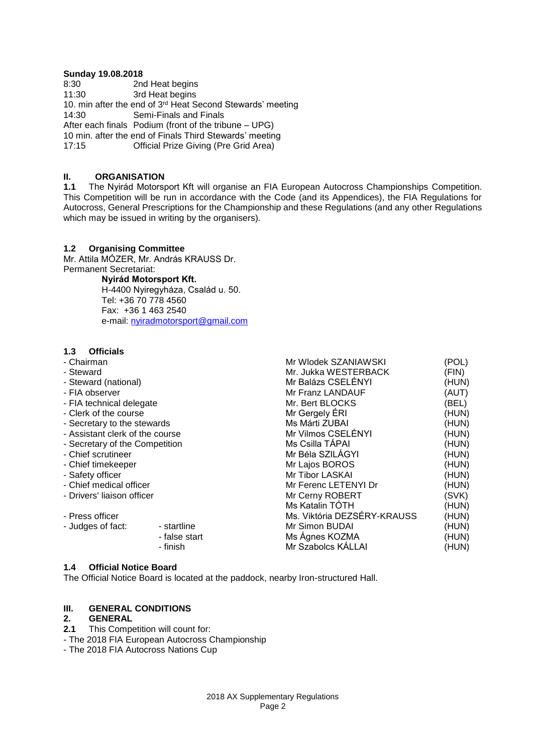**Sunday 19.08.2018**

8:30 2nd Heat begins
11:30 3rd Heat begins
10. min after the end of 3rd Heat Second Stewards' meeting
14:30 Semi-Finals and Finals
After each finals Podium (front of the tribune – UPG)
10 min. after the end of Finals Third Stewards' meeting
17:15 Official Prize Giving (Pre Grid Area)

## II. ORGANISATION

**1.1** The Nyirád Motorsport Kft will organise an FIA European Autocross Championships Competition. This Competition will be run in accordance with the Code (and its Appendices), the FIA Regulations for Autocross, General Prescriptions for the Championship and these Regulations (and any other Regulations which may be issued in writing by the organisers).

### 1.2 Organising Committee

Mr. Attila MÓZER, Mr. András KRAUSS Dr.
Permanent Secretariat:

**Nyirád Motorsport Kft.**
H-4400 Nyiregyháza, Család u. 50.
Tel: +36 70 778 4560
Fax: +36 1 463 2540
e-mail: nyiradmotorsport@gmail.com

### 1.3 Officials

| | | | |
|---|---|---|---|
| - Chairman | | Mr Wlodek SZANIAWSKI | (POL) |
| - Steward | | Mr. Jukka WESTERBACK | (FIN) |
| - Steward (national) | | Mr Balázs CSELÉNYI | (HUN) |
| - FIA observer | | Mr Franz LANDAUF | (AUT) |
| - FIA technical delegate | | Mr. Bert BLOCKS | (BEL) |
| - Clerk of the course | | Mr Gergely ÉRI | (HUN) |
| - Secretary to the stewards | | Ms Márti ZUBAI | (HUN) |
| - Assistant clerk of the course | | Mr Vilmos CSELÉNYI | (HUN) |
| - Secretary of the Competition | | Ms Csilla TÁPAI | (HUN) |
| - Chief scrutineer | | Mr Béla SZILÁGYI | (HUN) |
| - Chief timekeeper | | Mr Lajos BOROS | (HUN) |
| - Safety officer | | Mr Tibor LASKAI | (HUN) |
| - Chief medical officer | | Mr Ferenc LETENYI Dr | (HUN) |
| - Drivers' liaison officer | | Mr Cerny ROBERT | (SVK) |
| | | Ms Katalin TÓTH | (HUN) |
| - Press officer | | Ms. Viktória DEZSÉRY-KRAUSS | (HUN) |
| - Judges of fact: | - startline | Mr Simon BUDAI | (HUN) |
| | - false start | Ms Ágnes KOZMA | (HUN) |
| | - finish | Mr Szabolcs KÁLLAI | (HUN) |

### 1.4 Official Notice Board

The Official Notice Board is located at the paddock, nearby Iron-structured Hall.

## III. GENERAL CONDITIONS

### 2. GENERAL

**2.1** This Competition will count for:

- The 2018 FIA European Autocross Championship
- The 2018 FIA Autocross Nations Cup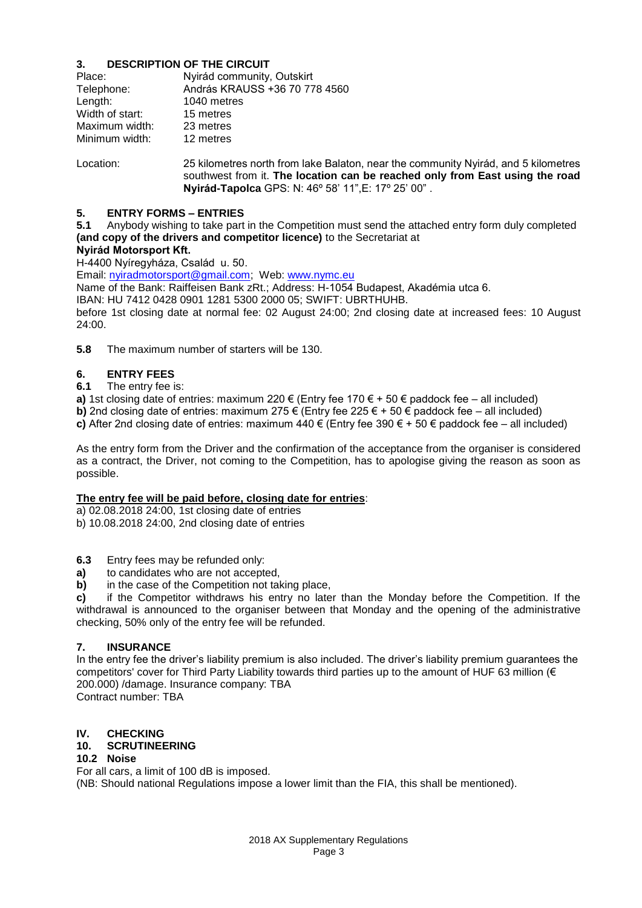## 3. DESCRIPTION OF THE CIRCUIT

| | |
|---|---|
| Place: | Nyirád community, Outskirt |
| Telephone: | András KRAUSS +36 70 778 4560 |
| Length: | 1040 metres |
| Width of start: | 15 metres |
| Maximum width: | 23 metres |
| Minimum width: | 12 metres |

Location: 25 kilometres north from lake Balaton, near the community Nyirád, and 5 kilometres southwest from it. **The location can be reached only from East using the road Nyirád-Tapolca** GPS: N: 46º 58' 11",E: 17º 25' 00" .

## 5. ENTRY FORMS – ENTRIES

**5.1** Anybody wishing to take part in the Competition must send the attached entry form duly completed **(and copy of the drivers and competitor licence)** to the Secretariat at

**Nyirád Motorsport Kft.**

H-4400 Nyíregyháza, Család u. 50.

Email: nyiradmotorsport@gmail.com; Web: www.nymc.eu

Name of the Bank: Raiffeisen Bank zRt.; Address: H-1054 Budapest, Akadémia utca 6.

IBAN: HU 7412 0428 0901 1281 5300 2000 05; SWIFT: UBRTHUHB.

before 1st closing date at normal fee: 02 August 24:00; 2nd closing date at increased fees: 10 August 24:00.

**5.8** The maximum number of starters will be 130.

## 6. ENTRY FEES

**6.1** The entry fee is:

**a)** 1st closing date of entries: maximum 220 € (Entry fee 170 € + 50 € paddock fee – all included)

**b)** 2nd closing date of entries: maximum 275 € (Entry fee 225 € + 50 € paddock fee – all included)

**c)** After 2nd closing date of entries: maximum 440 € (Entry fee 390 € + 50 € paddock fee – all included)

As the entry form from the Driver and the confirmation of the acceptance from the organiser is considered as a contract, the Driver, not coming to the Competition, has to apologise giving the reason as soon as possible.

**<u>The entry fee will be paid before, closing date for entries</u>**:

a) 02.08.2018 24:00, 1st closing date of entries

b) 10.08.2018 24:00, 2nd closing date of entries

**6.3** Entry fees may be refunded only:

**a)** to candidates who are not accepted,

**b)** in the case of the Competition not taking place,

**c)** if the Competitor withdraws his entry no later than the Monday before the Competition. If the withdrawal is announced to the organiser between that Monday and the opening of the administrative checking, 50% only of the entry fee will be refunded.

## 7. INSURANCE

In the entry fee the driver's liability premium is also included. The driver's liability premium guarantees the competitors' cover for Third Party Liability towards third parties up to the amount of HUF 63 million (€ 200.000) /damage. Insurance company: TBA

Contract number: TBA

## IV. CHECKING

## 10. SCRUTINEERING

### 10.2 Noise

For all cars, a limit of 100 dB is imposed.

(NB: Should national Regulations impose a lower limit than the FIA, this shall be mentioned).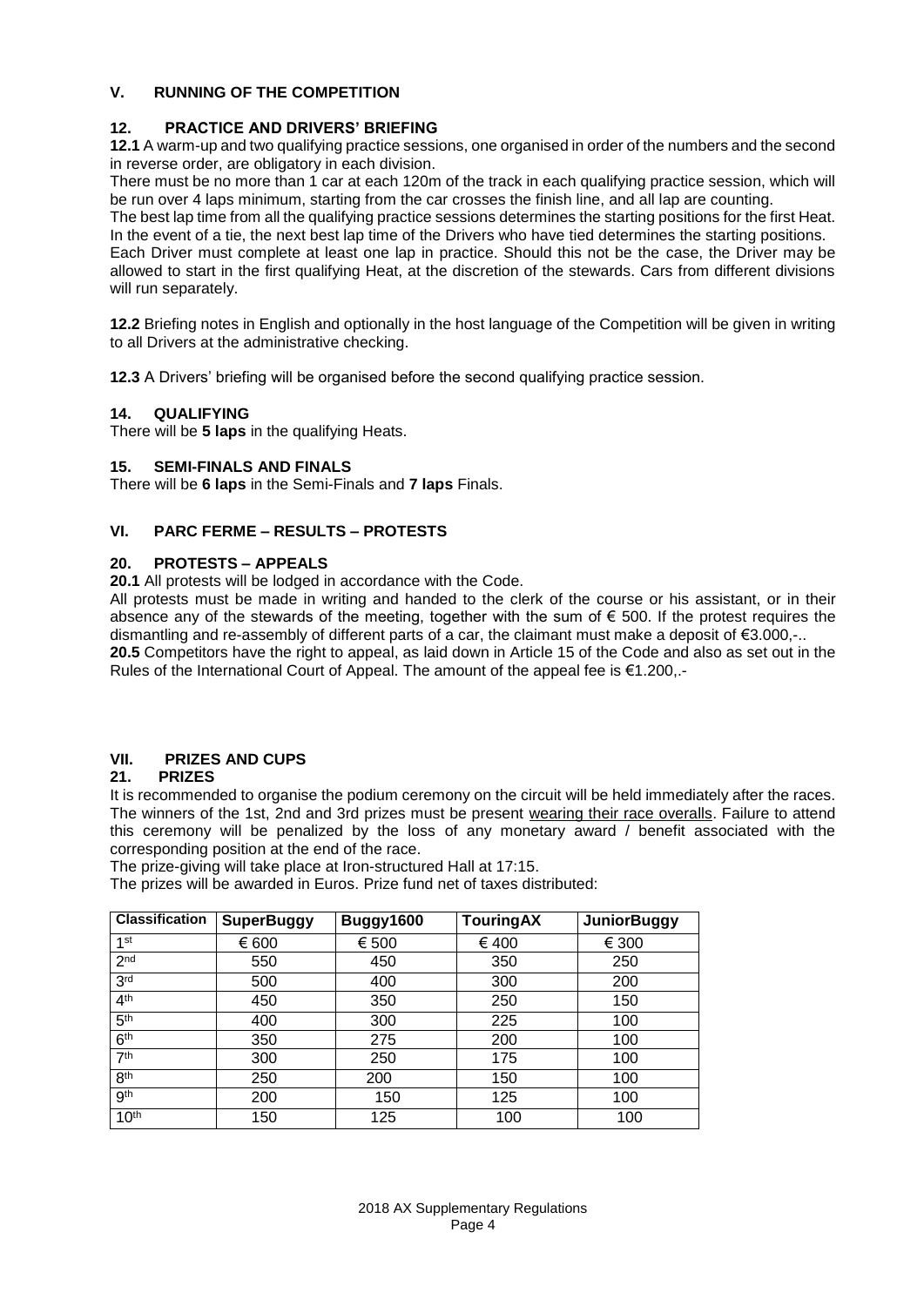## V. RUNNING OF THE COMPETITION

### 12. PRACTICE AND DRIVERS' BRIEFING

**12.1** A warm-up and two qualifying practice sessions, one organised in order of the numbers and the second in reverse order, are obligatory in each division.

There must be no more than 1 car at each 120m of the track in each qualifying practice session, which will be run over 4 laps minimum, starting from the car crosses the finish line, and all lap are counting.

The best lap time from all the qualifying practice sessions determines the starting positions for the first Heat. In the event of a tie, the next best lap time of the Drivers who have tied determines the starting positions.

Each Driver must complete at least one lap in practice. Should this not be the case, the Driver may be allowed to start in the first qualifying Heat, at the discretion of the stewards. Cars from different divisions will run separately.

**12.2** Briefing notes in English and optionally in the host language of the Competition will be given in writing to all Drivers at the administrative checking.

**12.3** A Drivers' briefing will be organised before the second qualifying practice session.

### 14. QUALIFYING

There will be **5 laps** in the qualifying Heats.

### 15. SEMI-FINALS AND FINALS

There will be **6 laps** in the Semi-Finals and **7 laps** Finals.

## VI. PARC FERME – RESULTS – PROTESTS

### 20. PROTESTS – APPEALS

**20.1** All protests will be lodged in accordance with the Code.

All protests must be made in writing and handed to the clerk of the course or his assistant, or in their absence any of the stewards of the meeting, together with the sum of € 500. If the protest requires the dismantling and re-assembly of different parts of a car, the claimant must make a deposit of €3.000,-..

**20.5** Competitors have the right to appeal, as laid down in Article 15 of the Code and also as set out in the Rules of the International Court of Appeal. The amount of the appeal fee is €1.200,.-

## VII. PRIZES AND CUPS

### 21. PRIZES

It is recommended to organise the podium ceremony on the circuit will be held immediately after the races. The winners of the 1st, 2nd and 3rd prizes must be present wearing their race overalls. Failure to attend this ceremony will be penalized by the loss of any monetary award / benefit associated with the corresponding position at the end of the race.

The prize-giving will take place at Iron-structured Hall at 17:15.

The prizes will be awarded in Euros. Prize fund net of taxes distributed:

| Classification | SuperBuggy | Buggy1600 | TouringAX | JuniorBuggy |
|---|---|---|---|---|
| 1st | € 600 | € 500 | € 400 | € 300 |
| 2nd | 550 | 450 | 350 | 250 |
| 3rd | 500 | 400 | 300 | 200 |
| 4th | 450 | 350 | 250 | 150 |
| 5th | 400 | 300 | 225 | 100 |
| 6th | 350 | 275 | 200 | 100 |
| 7th | 300 | 250 | 175 | 100 |
| 8th | 250 | 200 | 150 | 100 |
| 9th | 200 | 150 | 125 | 100 |
| 10th | 150 | 125 | 100 | 100 |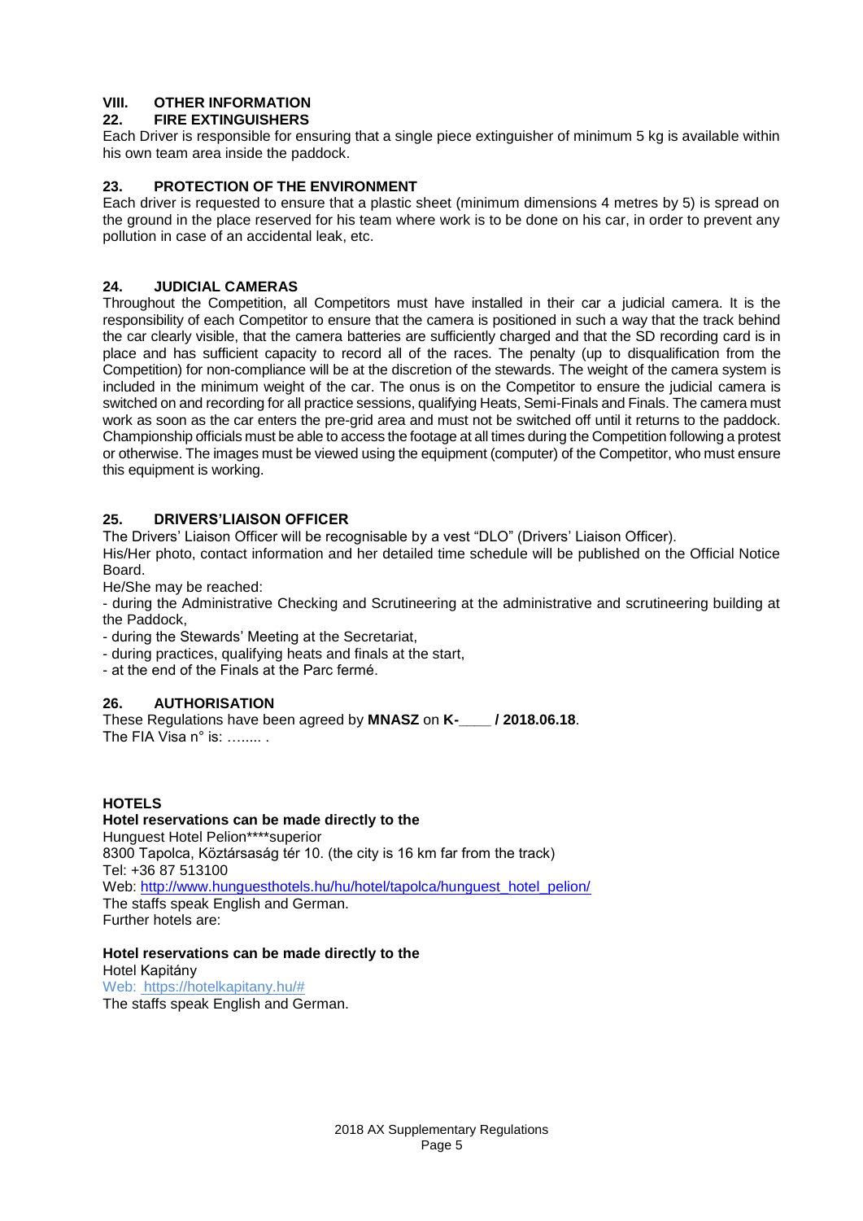## VIII. OTHER INFORMATION

### 22. FIRE EXTINGUISHERS

Each Driver is responsible for ensuring that a single piece extinguisher of minimum 5 kg is available within his own team area inside the paddock.

### 23. PROTECTION OF THE ENVIRONMENT

Each driver is requested to ensure that a plastic sheet (minimum dimensions 4 metres by 5) is spread on the ground in the place reserved for his team where work is to be done on his car, in order to prevent any pollution in case of an accidental leak, etc.

### 24. JUDICIAL CAMERAS

Throughout the Competition, all Competitors must have installed in their car a judicial camera. It is the responsibility of each Competitor to ensure that the camera is positioned in such a way that the track behind the car clearly visible, that the camera batteries are sufficiently charged and that the SD recording card is in place and has sufficient capacity to record all of the races. The penalty (up to disqualification from the Competition) for non-compliance will be at the discretion of the stewards. The weight of the camera system is included in the minimum weight of the car. The onus is on the Competitor to ensure the judicial camera is switched on and recording for all practice sessions, qualifying Heats, Semi-Finals and Finals. The camera must work as soon as the car enters the pre-grid area and must not be switched off until it returns to the paddock. Championship officials must be able to access the footage at all times during the Competition following a protest or otherwise. The images must be viewed using the equipment (computer) of the Competitor, who must ensure this equipment is working.

### 25. DRIVERS'LIAISON OFFICER

The Drivers' Liaison Officer will be recognisable by a vest "DLO" (Drivers' Liaison Officer).

His/Her photo, contact information and her detailed time schedule will be published on the Official Notice Board.

He/She may be reached:

- during the Administrative Checking and Scrutineering at the administrative and scrutineering building at the Paddock,
- during the Stewards' Meeting at the Secretariat,
- during practices, qualifying heats and finals at the start,
- at the end of the Finals at the Parc fermé.

### 26. AUTHORISATION

These Regulations have been agreed by **MNASZ** on **K-____ / 2018.06.18**.
The FIA Visa n° is: …..... .

**HOTELS**

**Hotel reservations can be made directly to the**
Hunguest Hotel Pelion****superior
8300 Tapolca, Köztársaság tér 10. (the city is 16 km far from the track)
Tel: +36 87 513100
Web: http://www.hunguesthotels.hu/hu/hotel/tapolca/hunguest_hotel_pelion/
The staffs speak English and German.
Further hotels are:

**Hotel reservations can be made directly to the**
Hotel Kapitány
Web: https://hotelkapitany.hu/#
The staffs speak English and German.